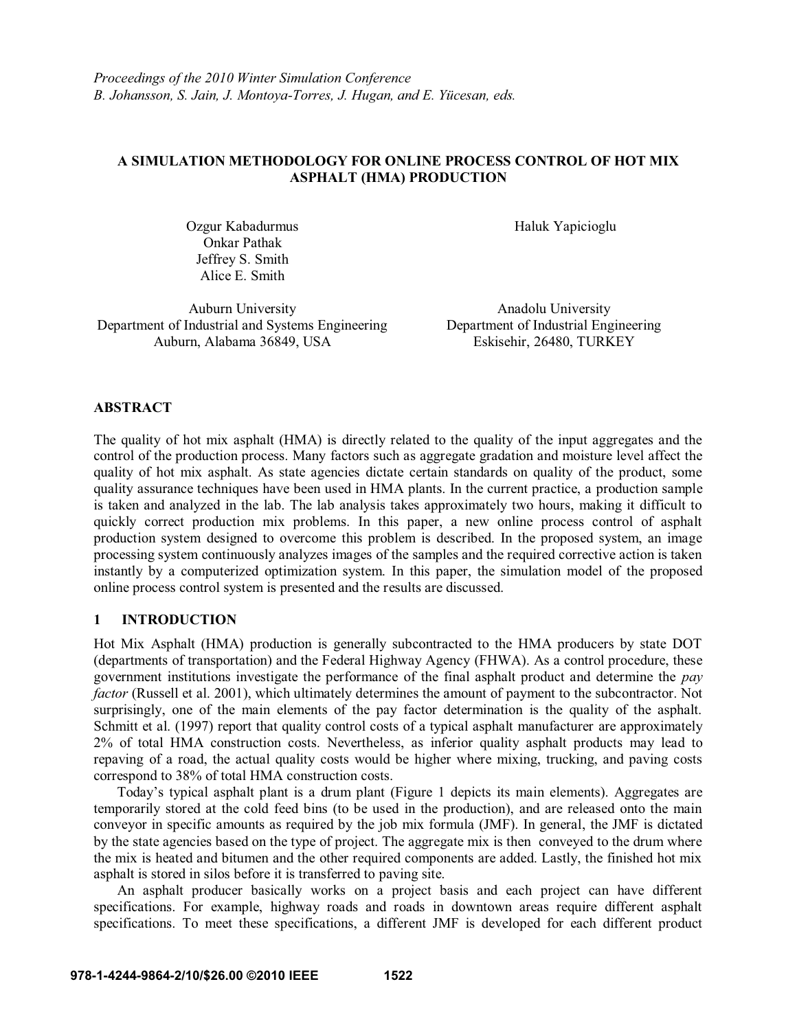*Proceedings of the 2010 Winter Simulation Conference*
*B. Johansson, S. Jain, J. Montoya-Torres, J. Hugan, and E. Yücesan, eds.*

# A SIMULATION METHODOLOGY FOR ONLINE PROCESS CONTROL OF HOT MIX ASPHALT (HMA) PRODUCTION

Ozgur Kabadurmus
Onkar Pathak
Jeffrey S. Smith
Alice E. Smith

Auburn University
Department of Industrial and Systems Engineering
Auburn, Alabama 36849, USA

Haluk Yapicioglu

Anadolu University
Department of Industrial Engineering
Eskisehir, 26480, TURKEY

## ABSTRACT

The quality of hot mix asphalt (HMA) is directly related to the quality of the input aggregates and the control of the production process. Many factors such as aggregate gradation and moisture level affect the quality of hot mix asphalt. As state agencies dictate certain standards on quality of the product, some quality assurance techniques have been used in HMA plants. In the current practice, a production sample is taken and analyzed in the lab. The lab analysis takes approximately two hours, making it difficult to quickly correct production mix problems. In this paper, a new online process control of asphalt production system designed to overcome this problem is described. In the proposed system, an image processing system continuously analyzes images of the samples and the required corrective action is taken instantly by a computerized optimization system. In this paper, the simulation model of the proposed online process control system is presented and the results are discussed.

## 1 INTRODUCTION

Hot Mix Asphalt (HMA) production is generally subcontracted to the HMA producers by state DOT (departments of transportation) and the Federal Highway Agency (FHWA). As a control procedure, these government institutions investigate the performance of the final asphalt product and determine the *pay factor* (Russell et al. 2001), which ultimately determines the amount of payment to the subcontractor. Not surprisingly, one of the main elements of the pay factor determination is the quality of the asphalt. Schmitt et al. (1997) report that quality control costs of a typical asphalt manufacturer are approximately 2% of total HMA construction costs. Nevertheless, as inferior quality asphalt products may lead to repaving of a road, the actual quality costs would be higher where mixing, trucking, and paving costs correspond to 38% of total HMA construction costs.

Today's typical asphalt plant is a drum plant (Figure 1 depicts its main elements). Aggregates are temporarily stored at the cold feed bins (to be used in the production), and are released onto the main conveyor in specific amounts as required by the job mix formula (JMF). In general, the JMF is dictated by the state agencies based on the type of project. The aggregate mix is then conveyed to the drum where the mix is heated and bitumen and the other required components are added. Lastly, the finished hot mix asphalt is stored in silos before it is transferred to paving site.

An asphalt producer basically works on a project basis and each project can have different specifications. For example, highway roads and roads in downtown areas require different asphalt specifications. To meet these specifications, a different JMF is developed for each different product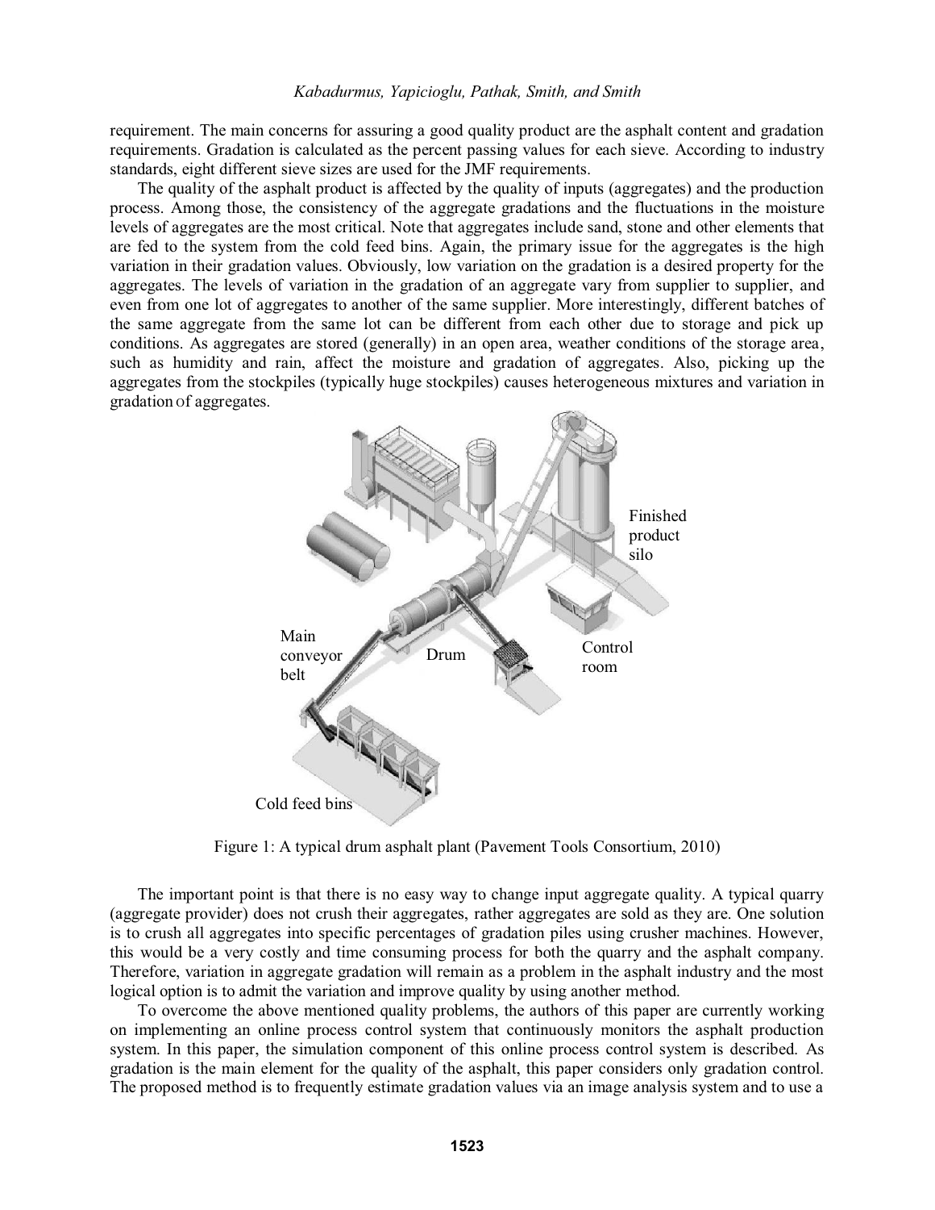requirement. The main concerns for assuring a good quality product are the asphalt content and gradation requirements. Gradation is calculated as the percent passing values for each sieve. According to industry standards, eight different sieve sizes are used for the JMF requirements.

The quality of the asphalt product is affected by the quality of inputs (aggregates) and the production process. Among those, the consistency of the aggregate gradations and the fluctuations in the moisture levels of aggregates are the most critical. Note that aggregates include sand, stone and other elements that are fed to the system from the cold feed bins. Again, the primary issue for the aggregates is the high variation in their gradation values. Obviously, low variation on the gradation is a desired property for the aggregates. The levels of variation in the gradation of an aggregate vary from supplier to supplier, and even from one lot of aggregates to another of the same supplier. More interestingly, different batches of the same aggregate from the same lot can be different from each other due to storage and pick up conditions. As aggregates are stored (generally) in an open area, weather conditions of the storage area, such as humidity and rain, affect the moisture and gradation of aggregates. Also, picking up the aggregates from the stockpiles (typically huge stockpiles) causes heterogeneous mixtures and variation in gradation of aggregates.

Figure 1: A typical drum asphalt plant (Pavement Tools Consortium, 2010)

The important point is that there is no easy way to change input aggregate quality. A typical quarry (aggregate provider) does not crush their aggregates, rather aggregates are sold as they are. One solution is to crush all aggregates into specific percentages of gradation piles using crusher machines. However, this would be a very costly and time consuming process for both the quarry and the asphalt company. Therefore, variation in aggregate gradation will remain as a problem in the asphalt industry and the most logical option is to admit the variation and improve quality by using another method.

To overcome the above mentioned quality problems, the authors of this paper are currently working on implementing an online process control system that continuously monitors the asphalt production system. In this paper, the simulation component of this online process control system is described. As gradation is the main element for the quality of the asphalt, this paper considers only gradation control. The proposed method is to frequently estimate gradation values via an image analysis system and to use a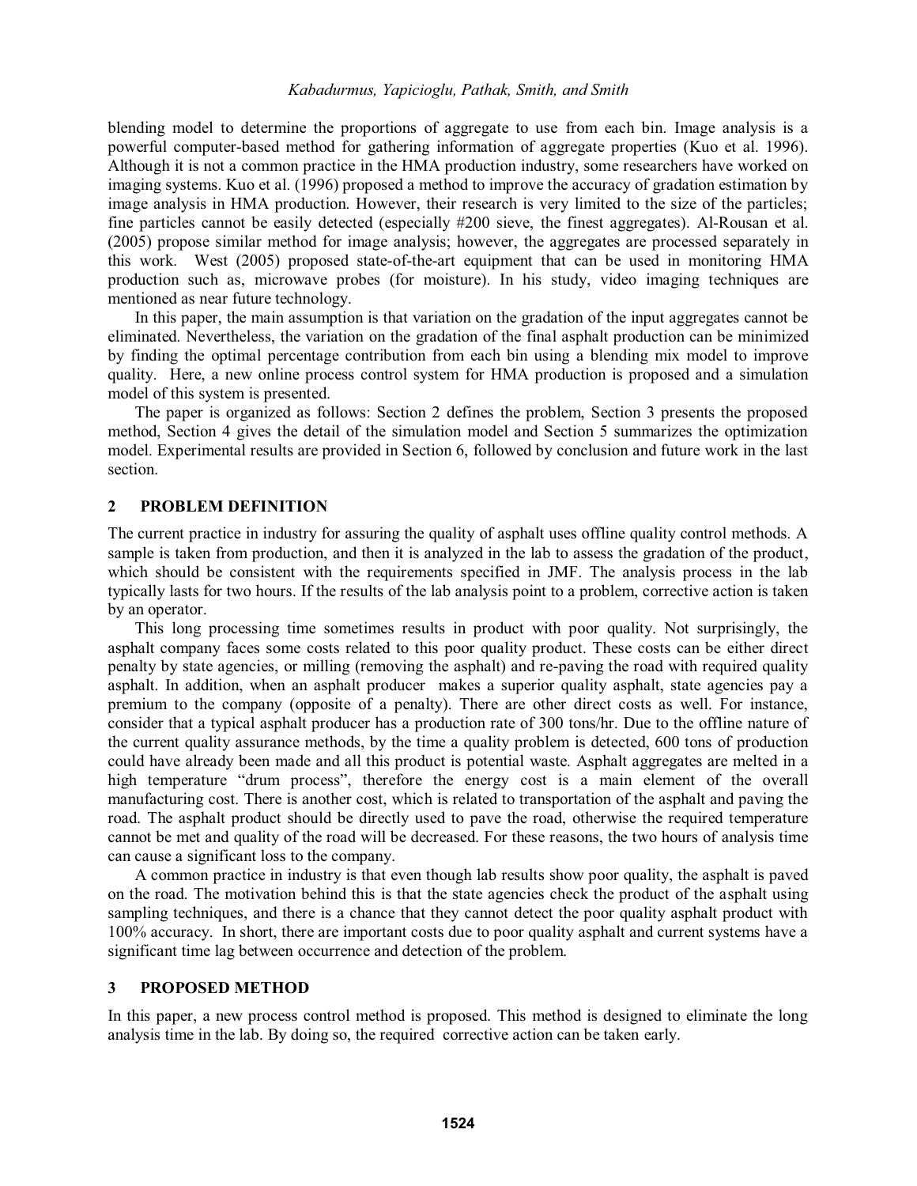blending model to determine the proportions of aggregate to use from each bin. Image analysis is a powerful computer-based method for gathering information of aggregate properties (Kuo et al. 1996). Although it is not a common practice in the HMA production industry, some researchers have worked on imaging systems. Kuo et al. (1996) proposed a method to improve the accuracy of gradation estimation by image analysis in HMA production. However, their research is very limited to the size of the particles; fine particles cannot be easily detected (especially #200 sieve, the finest aggregates). Al-Rousan et al. (2005) propose similar method for image analysis; however, the aggregates are processed separately in this work. West (2005) proposed state-of-the-art equipment that can be used in monitoring HMA production such as, microwave probes (for moisture). In his study, video imaging techniques are mentioned as near future technology.

In this paper, the main assumption is that variation on the gradation of the input aggregates cannot be eliminated. Nevertheless, the variation on the gradation of the final asphalt production can be minimized by finding the optimal percentage contribution from each bin using a blending mix model to improve quality. Here, a new online process control system for HMA production is proposed and a simulation model of this system is presented.

The paper is organized as follows: Section 2 defines the problem, Section 3 presents the proposed method, Section 4 gives the detail of the simulation model and Section 5 summarizes the optimization model. Experimental results are provided in Section 6, followed by conclusion and future work in the last section.

## 2 PROBLEM DEFINITION

The current practice in industry for assuring the quality of asphalt uses offline quality control methods. A sample is taken from production, and then it is analyzed in the lab to assess the gradation of the product, which should be consistent with the requirements specified in JMF. The analysis process in the lab typically lasts for two hours. If the results of the lab analysis point to a problem, corrective action is taken by an operator.

This long processing time sometimes results in product with poor quality. Not surprisingly, the asphalt company faces some costs related to this poor quality product. These costs can be either direct penalty by state agencies, or milling (removing the asphalt) and re-paving the road with required quality asphalt. In addition, when an asphalt producer makes a superior quality asphalt, state agencies pay a premium to the company (opposite of a penalty). There are other direct costs as well. For instance, consider that a typical asphalt producer has a production rate of 300 tons/hr. Due to the offline nature of the current quality assurance methods, by the time a quality problem is detected, 600 tons of production could have already been made and all this product is potential waste. Asphalt aggregates are melted in a high temperature "drum process", therefore the energy cost is a main element of the overall manufacturing cost. There is another cost, which is related to transportation of the asphalt and paving the road. The asphalt product should be directly used to pave the road, otherwise the required temperature cannot be met and quality of the road will be decreased. For these reasons, the two hours of analysis time can cause a significant loss to the company.

A common practice in industry is that even though lab results show poor quality, the asphalt is paved on the road. The motivation behind this is that the state agencies check the product of the asphalt using sampling techniques, and there is a chance that they cannot detect the poor quality asphalt product with 100% accuracy. In short, there are important costs due to poor quality asphalt and current systems have a significant time lag between occurrence and detection of the problem.

## 3 PROPOSED METHOD

In this paper, a new process control method is proposed. This method is designed to eliminate the long analysis time in the lab. By doing so, the required corrective action can be taken early.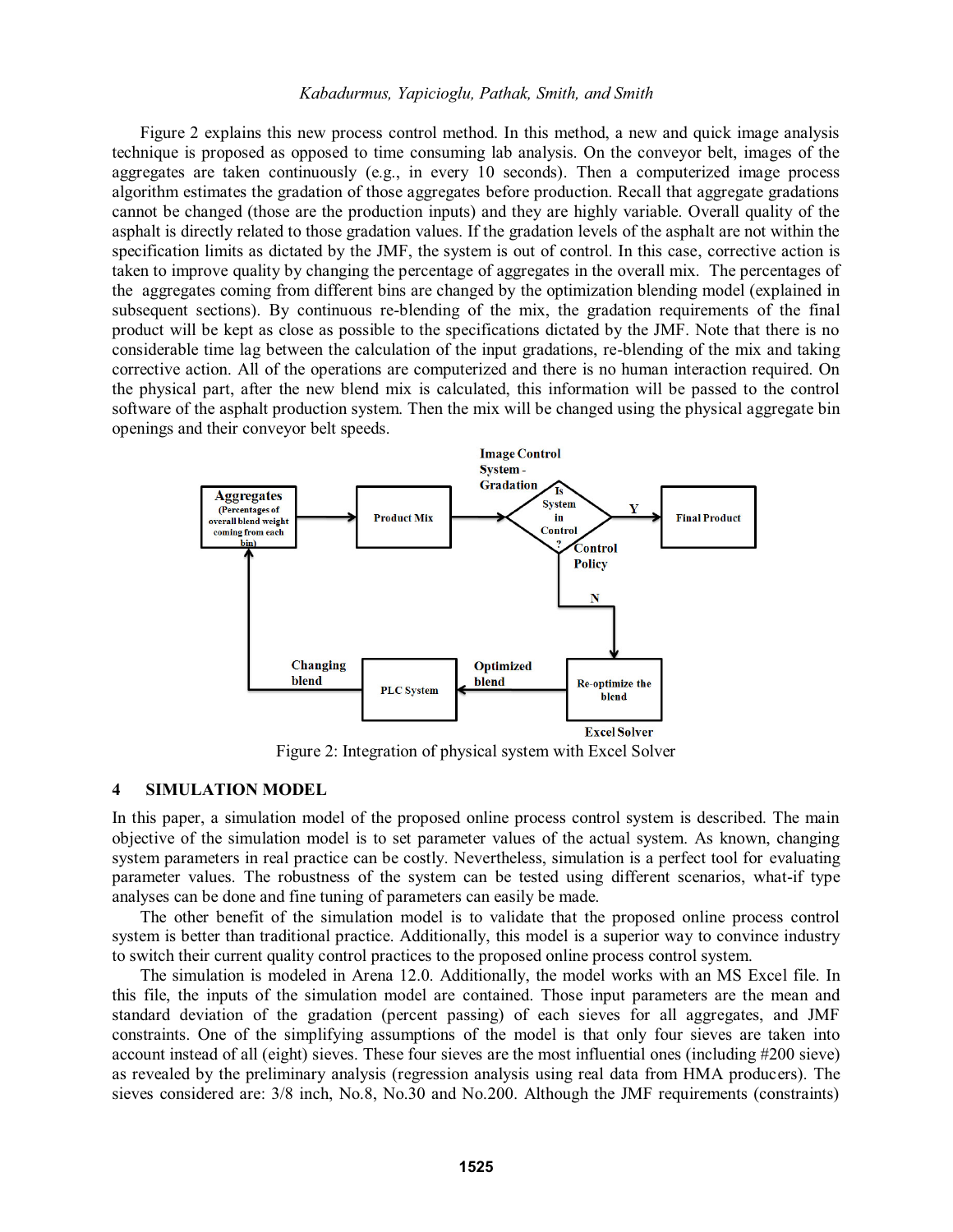Figure 2 explains this new process control method. In this method, a new and quick image analysis technique is proposed as opposed to time consuming lab analysis. On the conveyor belt, images of the aggregates are taken continuously (e.g., in every 10 seconds). Then a computerized image process algorithm estimates the gradation of those aggregates before production. Recall that aggregate gradations cannot be changed (those are the production inputs) and they are highly variable. Overall quality of the asphalt is directly related to those gradation values. If the gradation levels of the asphalt are not within the specification limits as dictated by the JMF, the system is out of control. In this case, corrective action is taken to improve quality by changing the percentage of aggregates in the overall mix. The percentages of the aggregates coming from different bins are changed by the optimization blending model (explained in subsequent sections). By continuous re-blending of the mix, the gradation requirements of the final product will be kept as close as possible to the specifications dictated by the JMF. Note that there is no considerable time lag between the calculation of the input gradations, re-blending of the mix and taking corrective action. All of the operations are computerized and there is no human interaction required. On the physical part, after the new blend mix is calculated, this information will be passed to the control software of the asphalt production system. Then the mix will be changed using the physical aggregate bin openings and their conveyor belt speeds.

Figure 2: Integration of physical system with Excel Solver

## 4 SIMULATION MODEL

In this paper, a simulation model of the proposed online process control system is described. The main objective of the simulation model is to set parameter values of the actual system. As known, changing system parameters in real practice can be costly. Nevertheless, simulation is a perfect tool for evaluating parameter values. The robustness of the system can be tested using different scenarios, what-if type analyses can be done and fine tuning of parameters can easily be made.

The other benefit of the simulation model is to validate that the proposed online process control system is better than traditional practice. Additionally, this model is a superior way to convince industry to switch their current quality control practices to the proposed online process control system.

The simulation is modeled in Arena 12.0. Additionally, the model works with an MS Excel file. In this file, the inputs of the simulation model are contained. Those input parameters are the mean and standard deviation of the gradation (percent passing) of each sieves for all aggregates, and JMF constraints. One of the simplifying assumptions of the model is that only four sieves are taken into account instead of all (eight) sieves. These four sieves are the most influential ones (including #200 sieve) as revealed by the preliminary analysis (regression analysis using real data from HMA producers). The sieves considered are: 3/8 inch, No.8, No.30 and No.200. Although the JMF requirements (constraints)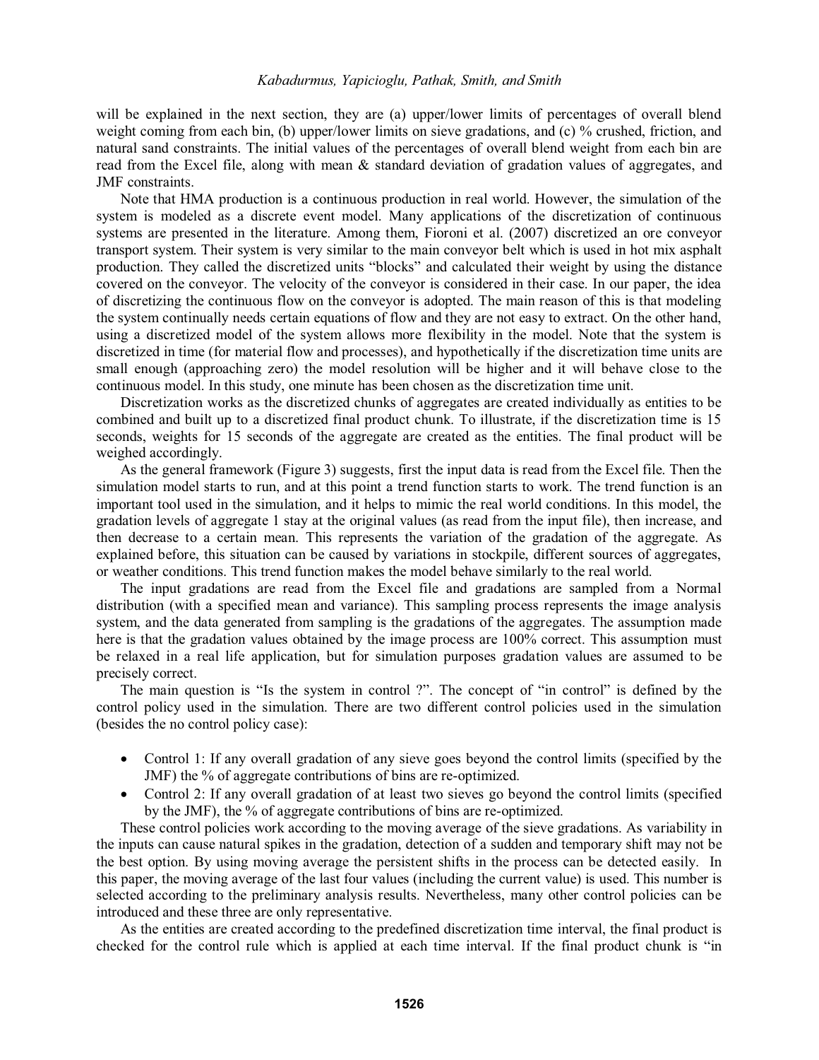will be explained in the next section, they are (a) upper/lower limits of percentages of overall blend weight coming from each bin, (b) upper/lower limits on sieve gradations, and (c) % crushed, friction, and natural sand constraints. The initial values of the percentages of overall blend weight from each bin are read from the Excel file, along with mean & standard deviation of gradation values of aggregates, and JMF constraints.

Note that HMA production is a continuous production in real world. However, the simulation of the system is modeled as a discrete event model. Many applications of the discretization of continuous systems are presented in the literature. Among them, Fioroni et al. (2007) discretized an ore conveyor transport system. Their system is very similar to the main conveyor belt which is used in hot mix asphalt production. They called the discretized units "blocks" and calculated their weight by using the distance covered on the conveyor. The velocity of the conveyor is considered in their case. In our paper, the idea of discretizing the continuous flow on the conveyor is adopted. The main reason of this is that modeling the system continually needs certain equations of flow and they are not easy to extract. On the other hand, using a discretized model of the system allows more flexibility in the model. Note that the system is discretized in time (for material flow and processes), and hypothetically if the discretization time units are small enough (approaching zero) the model resolution will be higher and it will behave close to the continuous model. In this study, one minute has been chosen as the discretization time unit.

Discretization works as the discretized chunks of aggregates are created individually as entities to be combined and built up to a discretized final product chunk. To illustrate, if the discretization time is 15 seconds, weights for 15 seconds of the aggregate are created as the entities. The final product will be weighed accordingly.

As the general framework (Figure 3) suggests, first the input data is read from the Excel file. Then the simulation model starts to run, and at this point a trend function starts to work. The trend function is an important tool used in the simulation, and it helps to mimic the real world conditions. In this model, the gradation levels of aggregate 1 stay at the original values (as read from the input file), then increase, and then decrease to a certain mean. This represents the variation of the gradation of the aggregate. As explained before, this situation can be caused by variations in stockpile, different sources of aggregates, or weather conditions. This trend function makes the model behave similarly to the real world.

The input gradations are read from the Excel file and gradations are sampled from a Normal distribution (with a specified mean and variance). This sampling process represents the image analysis system, and the data generated from sampling is the gradations of the aggregates. The assumption made here is that the gradation values obtained by the image process are 100% correct. This assumption must be relaxed in a real life application, but for simulation purposes gradation values are assumed to be precisely correct.

The main question is "Is the system in control ?". The concept of "in control" is defined by the control policy used in the simulation. There are two different control policies used in the simulation (besides the no control policy case):

- Control 1: If any overall gradation of any sieve goes beyond the control limits (specified by the JMF) the % of aggregate contributions of bins are re-optimized.
- Control 2: If any overall gradation of at least two sieves go beyond the control limits (specified by the JMF), the % of aggregate contributions of bins are re-optimized.

These control policies work according to the moving average of the sieve gradations. As variability in the inputs can cause natural spikes in the gradation, detection of a sudden and temporary shift may not be the best option. By using moving average the persistent shifts in the process can be detected easily. In this paper, the moving average of the last four values (including the current value) is used. This number is selected according to the preliminary analysis results. Nevertheless, many other control policies can be introduced and these three are only representative.

As the entities are created according to the predefined discretization time interval, the final product is checked for the control rule which is applied at each time interval. If the final product chunk is "in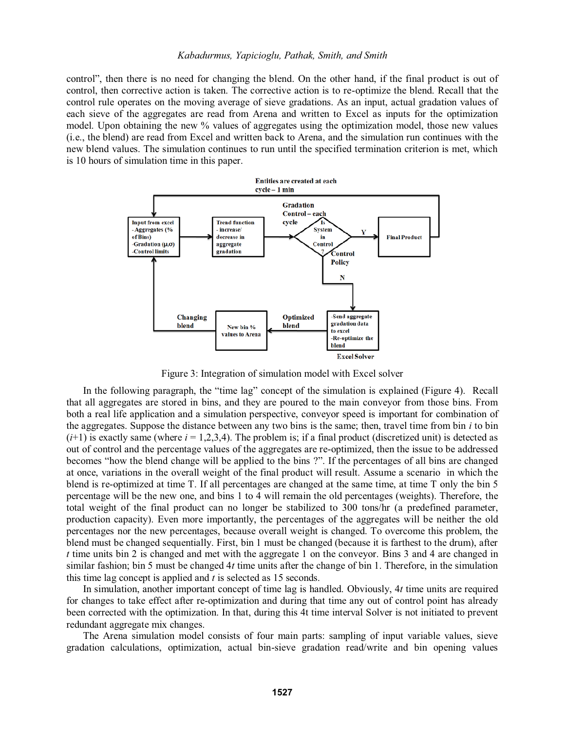control", then there is no need for changing the blend. On the other hand, if the final product is out of control, then corrective action is taken. The corrective action is to re-optimize the blend. Recall that the control rule operates on the moving average of sieve gradations. As an input, actual gradation values of each sieve of the aggregates are read from Arena and written to Excel as inputs for the optimization model. Upon obtaining the new % values of aggregates using the optimization model, those new values (i.e., the blend) are read from Excel and written back to Arena, and the simulation run continues with the new blend values. The simulation continues to run until the specified termination criterion is met, which is 10 hours of simulation time in this paper.

Figure 3: Integration of simulation model with Excel solver

In the following paragraph, the "time lag" concept of the simulation is explained (Figure 4). Recall that all aggregates are stored in bins, and they are poured to the main conveyor from those bins. From both a real life application and a simulation perspective, conveyor speed is important for combination of the aggregates. Suppose the distance between any two bins is the same; then, travel time from bin $i$ to bin ($i$+1) is exactly same (where $i$ = 1,2,3,4). The problem is; if a final product (discretized unit) is detected as out of control and the percentage values of the aggregates are re-optimized, then the issue to be addressed becomes "how the blend change will be applied to the bins ?". If the percentages of all bins are changed at once, variations in the overall weight of the final product will result. Assume a scenario in which the blend is re-optimized at time T. If all percentages are changed at the same time, at time T only the bin 5 percentage will be the new one, and bins 1 to 4 will remain the old percentages (weights). Therefore, the total weight of the final product can no longer be stabilized to 300 tons/hr (a predefined parameter, production capacity). Even more importantly, the percentages of the aggregates will be neither the old percentages nor the new percentages, because overall weight is changed. To overcome this problem, the blend must be changed sequentially. First, bin 1 must be changed (because it is farthest to the drum), after $t$ time units bin 2 is changed and met with the aggregate 1 on the conveyor. Bins 3 and 4 are changed in similar fashion; bin 5 must be changed 4$t$ time units after the change of bin 1. Therefore, in the simulation this time lag concept is applied and $t$ is selected as 15 seconds.

In simulation, another important concept of time lag is handled. Obviously, 4$t$ time units are required for changes to take effect after re-optimization and during that time any out of control point has already been corrected with the optimization. In that, during this 4t time interval Solver is not initiated to prevent redundant aggregate mix changes.

The Arena simulation model consists of four main parts: sampling of input variable values, sieve gradation calculations, optimization, actual bin-sieve gradation read/write and bin opening values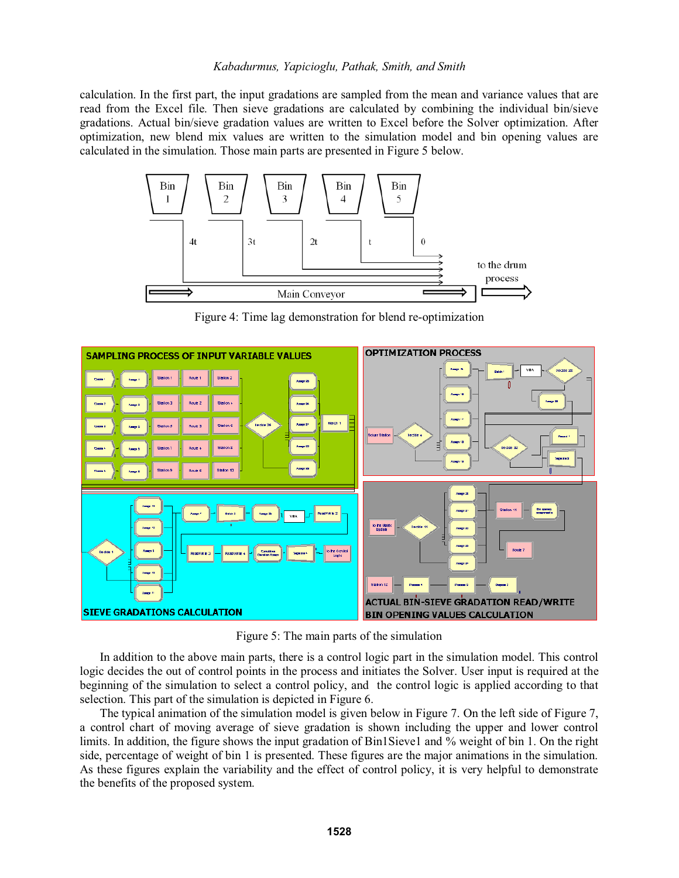calculation. In the first part, the input gradations are sampled from the mean and variance values that are read from the Excel file. Then sieve gradations are calculated by combining the individual bin/sieve gradations. Actual bin/sieve gradation values are written to Excel before the Solver optimization. After optimization, new blend mix values are written to the simulation model and bin opening values are calculated in the simulation. Those main parts are presented in Figure 5 below.

Figure 4: Time lag demonstration for blend re-optimization

Figure 5: The main parts of the simulation

In addition to the above main parts, there is a control logic part in the simulation model. This control logic decides the out of control points in the process and initiates the Solver. User input is required at the beginning of the simulation to select a control policy, and the control logic is applied according to that selection. This part of the simulation is depicted in Figure 6.

The typical animation of the simulation model is given below in Figure 7. On the left side of Figure 7, a control chart of moving average of sieve gradation is shown including the upper and lower control limits. In addition, the figure shows the input gradation of Bin1Sieve1 and % weight of bin 1. On the right side, percentage of weight of bin 1 is presented. These figures are the major animations in the simulation. As these figures explain the variability and the effect of control policy, it is very helpful to demonstrate the benefits of the proposed system.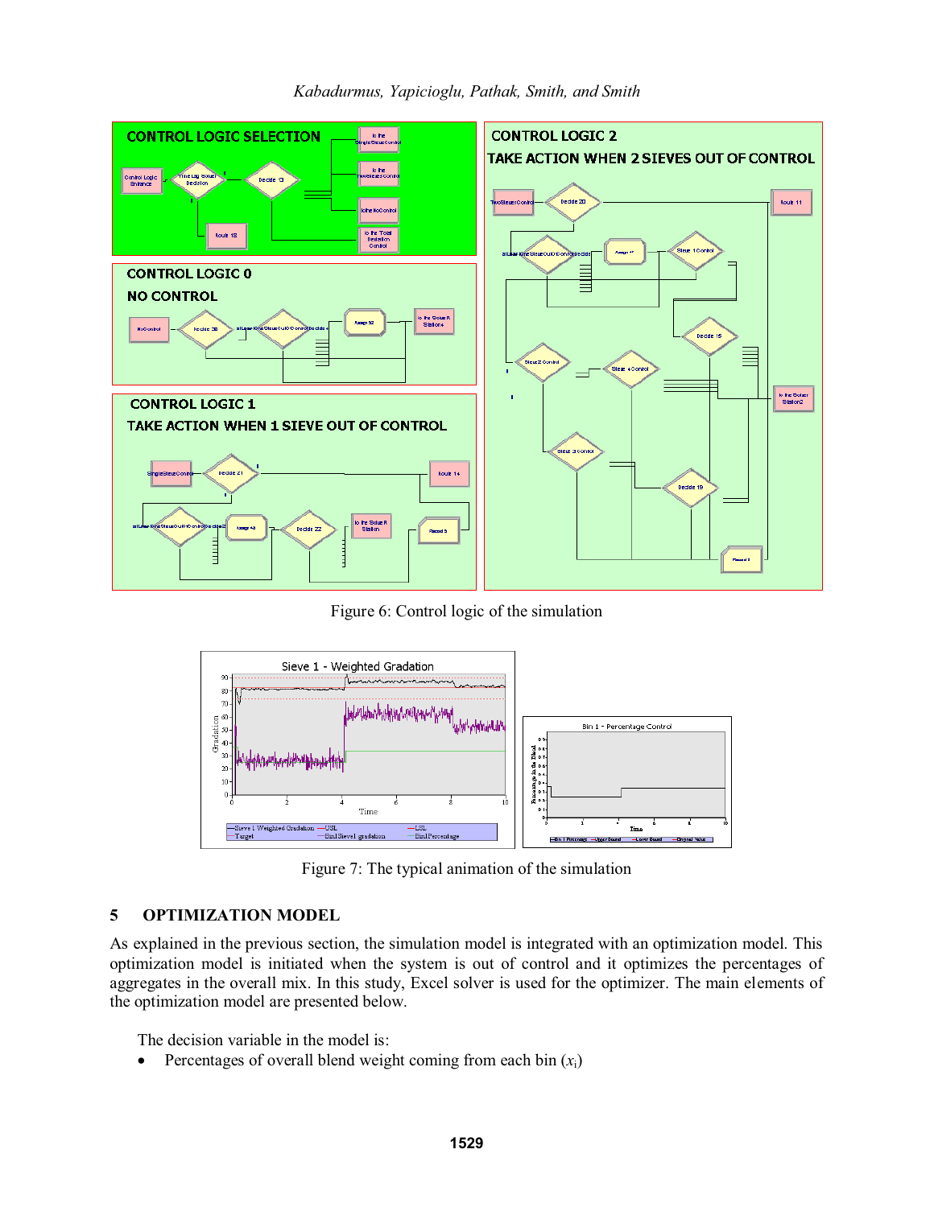Figure 6: Control logic of the simulation

Figure 7: The typical animation of the simulation

## 5 OPTIMIZATION MODEL

As explained in the previous section, the simulation model is integrated with an optimization model. This optimization model is initiated when the system is out of control and it optimizes the percentages of aggregates in the overall mix. In this study, Excel solver is used for the optimizer. The main elements of the optimization model are presented below.

The decision variable in the model is:

- Percentages of overall blend weight coming from each bin ($x_i$)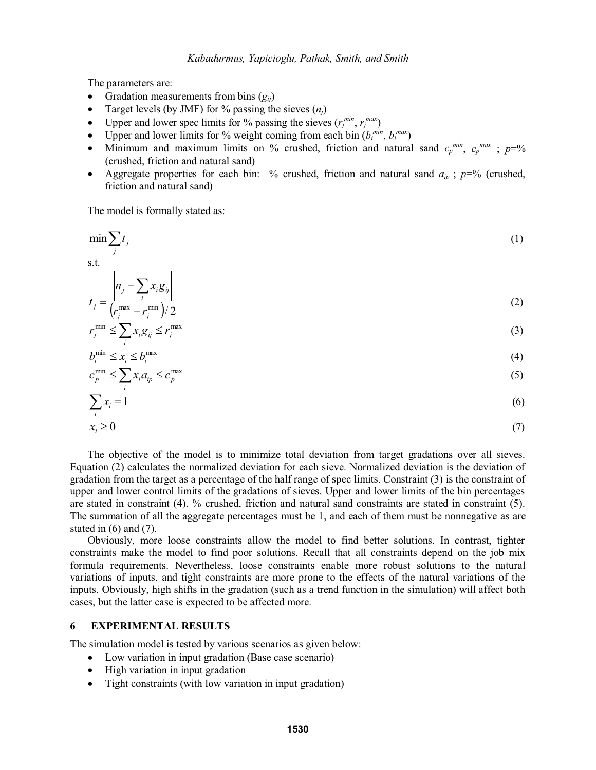The parameters are:

- Gradation measurements from bins ($g_{ij}$)
- Target levels (by JMF) for % passing the sieves ($n_j$)
- Upper and lower spec limits for % passing the sieves ($r_j^{min}$, $r_j^{max}$)
- Upper and lower limits for % weight coming from each bin ($b_i^{min}$, $b_i^{max}$)
- Minimum and maximum limits on % crushed, friction and natural sand $c_p^{min}$, $c_p^{max}$ ; $p$=% (crushed, friction and natural sand)
- Aggregate properties for each bin: % crushed, friction and natural sand $a_{ip}$ ; $p$=% (crushed, friction and natural sand)

The model is formally stated as:

$$\min \sum_j t_j \tag{1}$$

s.t.

$$t_j = \frac{\left| n_j - \sum_i x_i g_{ij} \right|}{\left( r_j^{\max} - r_j^{\min} \right) / 2} \tag{2}$$

$$r_j^{\min} \leq \sum_i x_i g_{ij} \leq r_j^{\max} \tag{3}$$

$$b_i^{\min} \leq x_i \leq b_i^{\max} \tag{4}$$

$$c_p^{\min} \leq \sum_i x_i a_{ip} \leq c_p^{\max} \tag{5}$$

$$\sum_i x_i = 1 \tag{6}$$

$$x_i \geq 0 \tag{7}$$

The objective of the model is to minimize total deviation from target gradations over all sieves. Equation (2) calculates the normalized deviation for each sieve. Normalized deviation is the deviation of gradation from the target as a percentage of the half range of spec limits. Constraint (3) is the constraint of upper and lower control limits of the gradations of sieves. Upper and lower limits of the bin percentages are stated in constraint (4). % crushed, friction and natural sand constraints are stated in constraint (5). The summation of all the aggregate percentages must be 1, and each of them must be nonnegative as are stated in (6) and (7).

Obviously, more loose constraints allow the model to find better solutions. In contrast, tighter constraints make the model to find poor solutions. Recall that all constraints depend on the job mix formula requirements. Nevertheless, loose constraints enable more robust solutions to the natural variations of inputs, and tight constraints are more prone to the effects of the natural variations of the inputs. Obviously, high shifts in the gradation (such as a trend function in the simulation) will affect both cases, but the latter case is expected to be affected more.

## 6 EXPERIMENTAL RESULTS

The simulation model is tested by various scenarios as given below:

- Low variation in input gradation (Base case scenario)
- High variation in input gradation
- Tight constraints (with low variation in input gradation)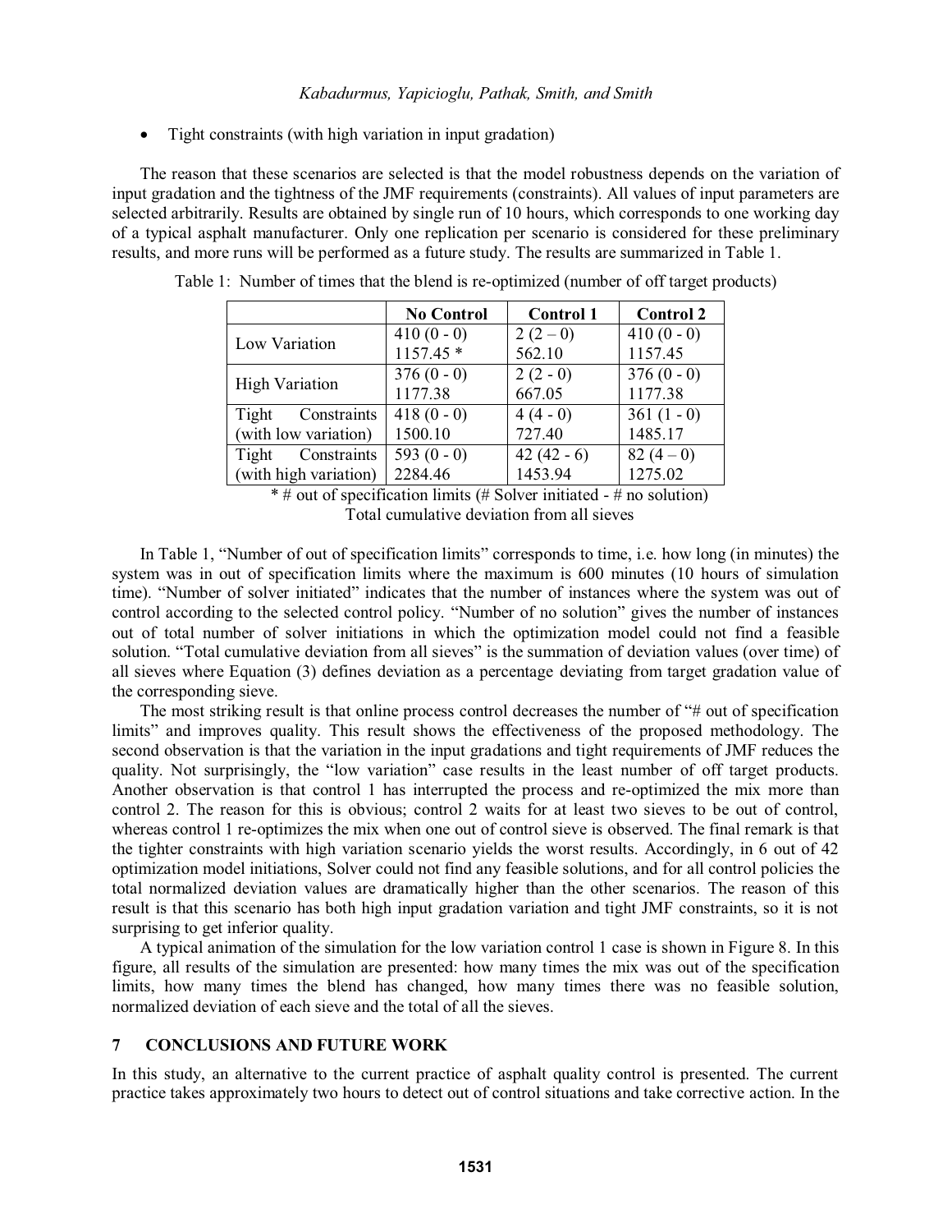- Tight constraints (with high variation in input gradation)

The reason that these scenarios are selected is that the model robustness depends on the variation of input gradation and the tightness of the JMF requirements (constraints). All values of input parameters are selected arbitrarily. Results are obtained by single run of 10 hours, which corresponds to one working day of a typical asphalt manufacturer. Only one replication per scenario is considered for these preliminary results, and more runs will be performed as a future study. The results are summarized in Table 1.

Table 1: Number of times that the blend is re-optimized (number of off target products)

| | No Control | Control 1 | Control 2 |
|---|---|---|---|
| Low Variation | 410 (0 - 0)<br>1157.45 * | 2 (2 – 0)<br>562.10 | 410 (0 - 0)<br>1157.45 |
| High Variation | 376 (0 - 0)<br>1177.38 | 2 (2 - 0)<br>667.05 | 376 (0 - 0)<br>1177.38 |
| Tight Constraints (with low variation) | 418 (0 - 0)<br>1500.10 | 4 (4 - 0)<br>727.40 | 361 (1 - 0)<br>1485.17 |
| Tight Constraints (with high variation) | 593 (0 - 0)<br>2284.46 | 42 (42 - 6)<br>1453.94 | 82 (4 – 0)<br>1275.02 |

\* # out of specification limits (# Solver initiated - # no solution)
Total cumulative deviation from all sieves

In Table 1, "Number of out of specification limits" corresponds to time, i.e. how long (in minutes) the system was in out of specification limits where the maximum is 600 minutes (10 hours of simulation time). "Number of solver initiated" indicates that the number of instances where the system was out of control according to the selected control policy. "Number of no solution" gives the number of instances out of total number of solver initiations in which the optimization model could not find a feasible solution. "Total cumulative deviation from all sieves" is the summation of deviation values (over time) of all sieves where Equation (3) defines deviation as a percentage deviating from target gradation value of the corresponding sieve.

The most striking result is that online process control decreases the number of "# out of specification limits" and improves quality. This result shows the effectiveness of the proposed methodology. The second observation is that the variation in the input gradations and tight requirements of JMF reduces the quality. Not surprisingly, the "low variation" case results in the least number of off target products. Another observation is that control 1 has interrupted the process and re-optimized the mix more than control 2. The reason for this is obvious; control 2 waits for at least two sieves to be out of control, whereas control 1 re-optimizes the mix when one out of control sieve is observed. The final remark is that the tighter constraints with high variation scenario yields the worst results. Accordingly, in 6 out of 42 optimization model initiations, Solver could not find any feasible solutions, and for all control policies the total normalized deviation values are dramatically higher than the other scenarios. The reason of this result is that this scenario has both high input gradation variation and tight JMF constraints, so it is not surprising to get inferior quality.

A typical animation of the simulation for the low variation control 1 case is shown in Figure 8. In this figure, all results of the simulation are presented: how many times the mix was out of the specification limits, how many times the blend has changed, how many times there was no feasible solution, normalized deviation of each sieve and the total of all the sieves.

## 7 CONCLUSIONS AND FUTURE WORK

In this study, an alternative to the current practice of asphalt quality control is presented. The current practice takes approximately two hours to detect out of control situations and take corrective action. In the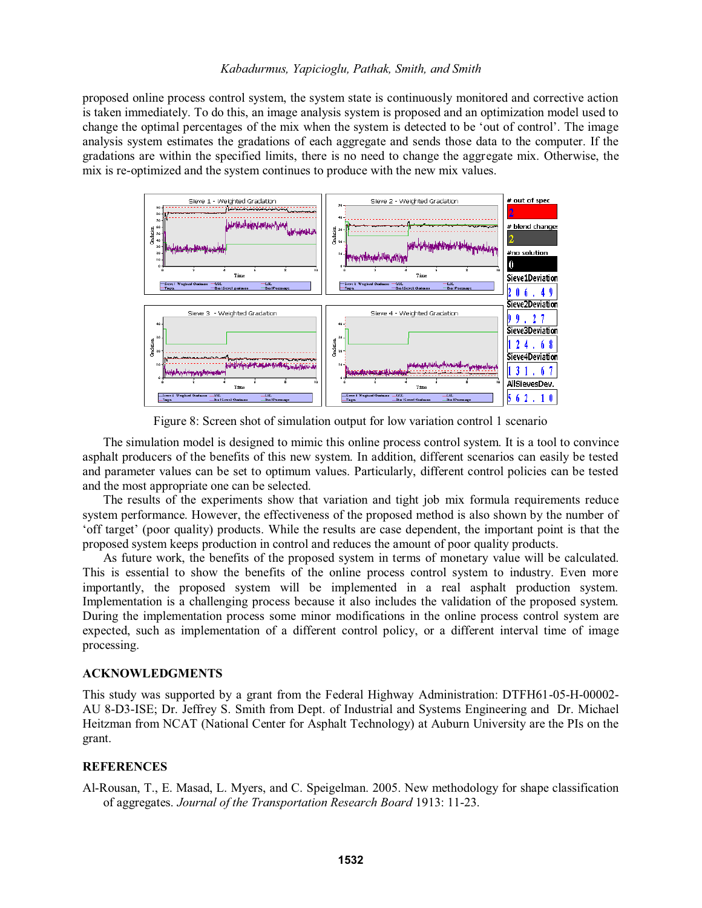proposed online process control system, the system state is continuously monitored and corrective action is taken immediately. To do this, an image analysis system is proposed and an optimization model used to change the optimal percentages of the mix when the system is detected to be 'out of control'. The image analysis system estimates the gradations of each aggregate and sends those data to the computer. If the gradations are within the specified limits, there is no need to change the aggregate mix. Otherwise, the mix is re-optimized and the system continues to produce with the new mix values.

Figure 8: Screen shot of simulation output for low variation control 1 scenario

The simulation model is designed to mimic this online process control system. It is a tool to convince asphalt producers of the benefits of this new system. In addition, different scenarios can easily be tested and parameter values can be set to optimum values. Particularly, different control policies can be tested and the most appropriate one can be selected.

The results of the experiments show that variation and tight job mix formula requirements reduce system performance. However, the effectiveness of the proposed method is also shown by the number of 'off target' (poor quality) products. While the results are case dependent, the important point is that the proposed system keeps production in control and reduces the amount of poor quality products.

As future work, the benefits of the proposed system in terms of monetary value will be calculated. This is essential to show the benefits of the online process control system to industry. Even more importantly, the proposed system will be implemented in a real asphalt production system. Implementation is a challenging process because it also includes the validation of the proposed system. During the implementation process some minor modifications in the online process control system are expected, such as implementation of a different control policy, or a different interval time of image processing.

## ACKNOWLEDGMENTS

This study was supported by a grant from the Federal Highway Administration: DTFH61-05-H-00002-AU 8-D3-ISE; Dr. Jeffrey S. Smith from Dept. of Industrial and Systems Engineering and Dr. Michael Heitzman from NCAT (National Center for Asphalt Technology) at Auburn University are the PIs on the grant.

## REFERENCES

Al-Rousan, T., E. Masad, L. Myers, and C. Speigelman. 2005. New methodology for shape classification of aggregates. *Journal of the Transportation Research Board* 1913: 11-23.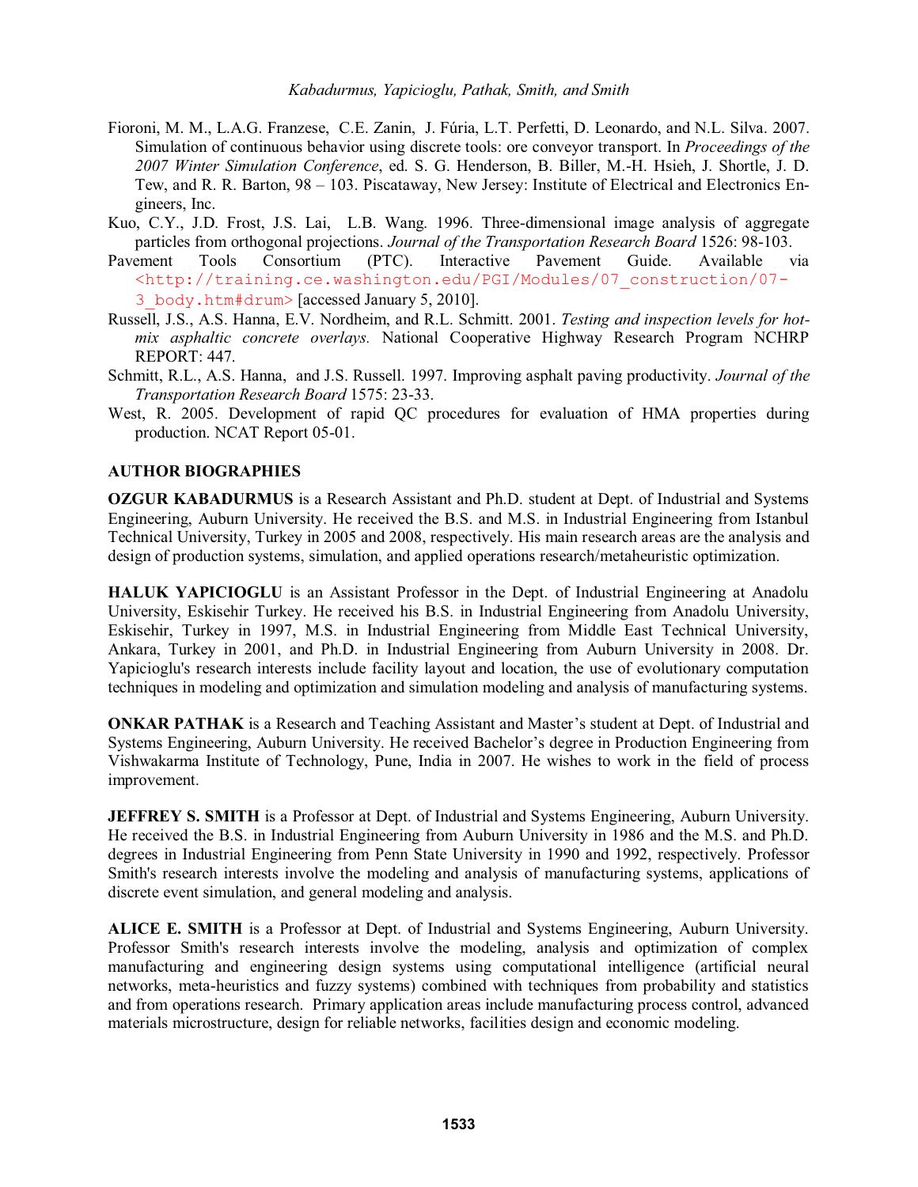Fioroni, M. M., L.A.G. Franzese, C.E. Zanin, J. Fúria, L.T. Perfetti, D. Leonardo, and N.L. Silva. 2007. Simulation of continuous behavior using discrete tools: ore conveyor transport. In *Proceedings of the 2007 Winter Simulation Conference*, ed. S. G. Henderson, B. Biller, M.-H. Hsieh, J. Shortle, J. D. Tew, and R. R. Barton, 98 – 103. Piscataway, New Jersey: Institute of Electrical and Electronics Engineers, Inc.

Kuo, C.Y., J.D. Frost, J.S. Lai, L.B. Wang. 1996. Three-dimensional image analysis of aggregate particles from orthogonal projections. *Journal of the Transportation Research Board* 1526: 98-103.

Pavement Tools Consortium (PTC). Interactive Pavement Guide. Available via <http://training.ce.washington.edu/PGI/Modules/07_construction/07-3_body.htm#drum> [accessed January 5, 2010].

Russell, J.S., A.S. Hanna, E.V. Nordheim, and R.L. Schmitt. 2001. *Testing and inspection levels for hot-mix asphaltic concrete overlays.* National Cooperative Highway Research Program NCHRP REPORT: 447.

Schmitt, R.L., A.S. Hanna, and J.S. Russell. 1997. Improving asphalt paving productivity. *Journal of the Transportation Research Board* 1575: 23-33.

West, R. 2005. Development of rapid QC procedures for evaluation of HMA properties during production. NCAT Report 05-01.

## AUTHOR BIOGRAPHIES

**OZGUR KABADURMUS** is a Research Assistant and Ph.D. student at Dept. of Industrial and Systems Engineering, Auburn University. He received the B.S. and M.S. in Industrial Engineering from Istanbul Technical University, Turkey in 2005 and 2008, respectively. His main research areas are the analysis and design of production systems, simulation, and applied operations research/metaheuristic optimization.

**HALUK YAPICIOGLU** is an Assistant Professor in the Dept. of Industrial Engineering at Anadolu University, Eskisehir Turkey. He received his B.S. in Industrial Engineering from Anadolu University, Eskisehir, Turkey in 1997, M.S. in Industrial Engineering from Middle East Technical University, Ankara, Turkey in 2001, and Ph.D. in Industrial Engineering from Auburn University in 2008. Dr. Yapicioglu's research interests include facility layout and location, the use of evolutionary computation techniques in modeling and optimization and simulation modeling and analysis of manufacturing systems.

**ONKAR PATHAK** is a Research and Teaching Assistant and Master's student at Dept. of Industrial and Systems Engineering, Auburn University. He received Bachelor's degree in Production Engineering from Vishwakarma Institute of Technology, Pune, India in 2007. He wishes to work in the field of process improvement.

**JEFFREY S. SMITH** is a Professor at Dept. of Industrial and Systems Engineering, Auburn University. He received the B.S. in Industrial Engineering from Auburn University in 1986 and the M.S. and Ph.D. degrees in Industrial Engineering from Penn State University in 1990 and 1992, respectively. Professor Smith's research interests involve the modeling and analysis of manufacturing systems, applications of discrete event simulation, and general modeling and analysis.

**ALICE E. SMITH** is a Professor at Dept. of Industrial and Systems Engineering, Auburn University. Professor Smith's research interests involve the modeling, analysis and optimization of complex manufacturing and engineering design systems using computational intelligence (artificial neural networks, meta-heuristics and fuzzy systems) combined with techniques from probability and statistics and from operations research. Primary application areas include manufacturing process control, advanced materials microstructure, design for reliable networks, facilities design and economic modeling.